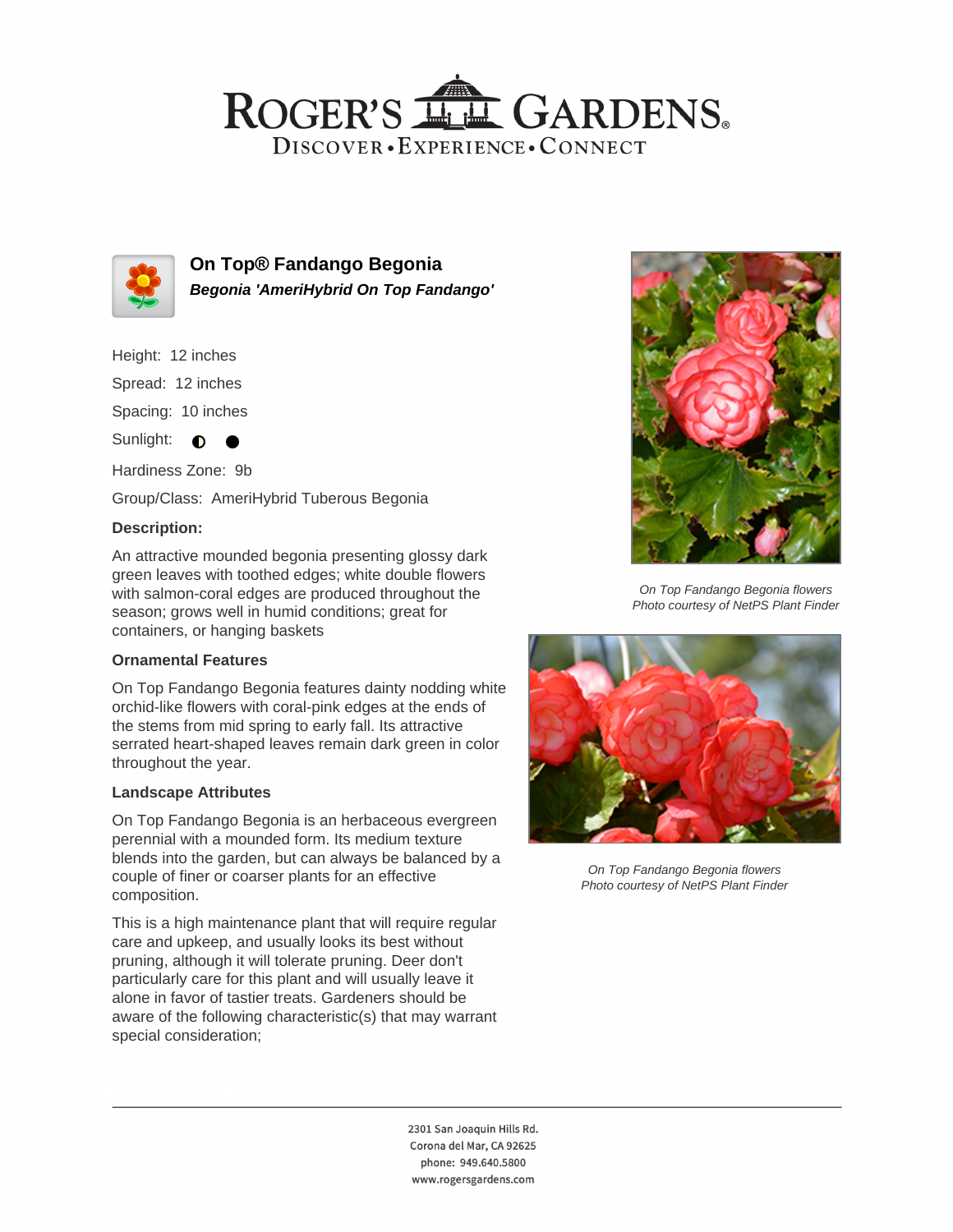# ROGER'S GARDENS

DISCOVER • EXPERIENCE • CONNECT

## On Top® Fandango Begonia

***Begonia 'AmeriHybrid On Top Fandango'***

Height: 12 inches

Spread: 12 inches

Spacing: 10 inches

Sunlight: ◐ ●

Hardiness Zone: 9b

Group/Class: AmeriHybrid Tuberous Begonia

### Description:

An attractive mounded begonia presenting glossy dark green leaves with toothed edges; white double flowers with salmon-coral edges are produced throughout the season; grows well in humid conditions; great for containers, or hanging baskets

### Ornamental Features

On Top Fandango Begonia features dainty nodding white orchid-like flowers with coral-pink edges at the ends of the stems from mid spring to early fall. Its attractive serrated heart-shaped leaves remain dark green in color throughout the year.

### Landscape Attributes

On Top Fandango Begonia is an herbaceous evergreen perennial with a mounded form. Its medium texture blends into the garden, but can always be balanced by a couple of finer or coarser plants for an effective composition.

This is a high maintenance plant that will require regular care and upkeep, and usually looks its best without pruning, although it will tolerate pruning. Deer don't particularly care for this plant and will usually leave it alone in favor of tastier treats. Gardeners should be aware of the following characteristic(s) that may warrant special consideration;

*On Top Fandango Begonia flowers*
*Photo courtesy of NetPS Plant Finder*

*On Top Fandango Begonia flowers*
*Photo courtesy of NetPS Plant Finder*

2301 San Joaquin Hills Rd.
Corona del Mar, CA 92625
phone: 949.640.5800
www.rogersgardens.com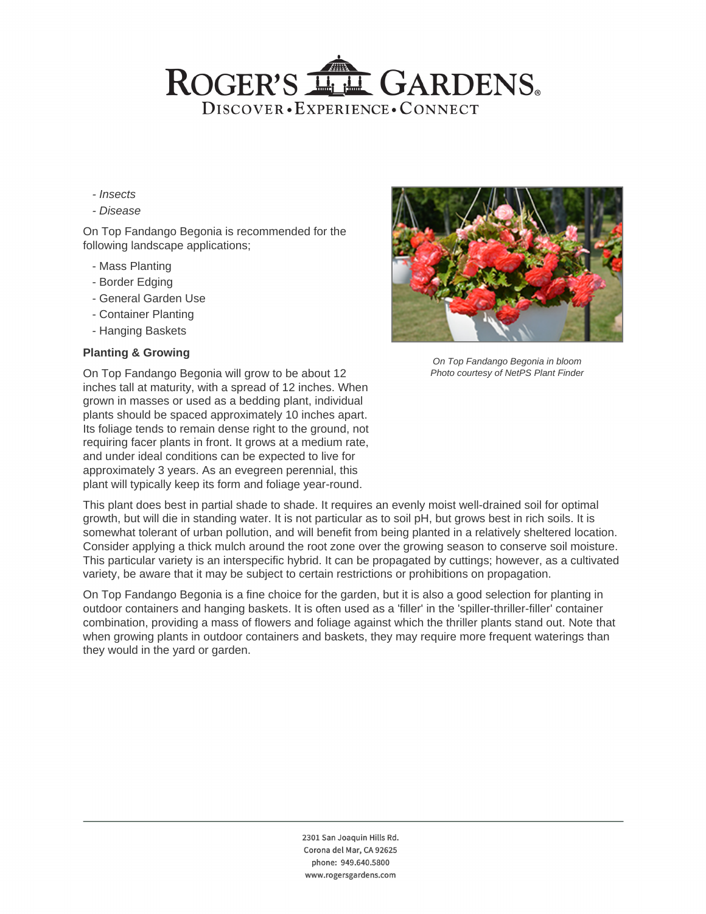- *Insects*
- *Disease*

On Top Fandango Begonia is recommended for the following landscape applications;

- Mass Planting
- Border Edging
- General Garden Use
- Container Planting
- Hanging Baskets

*On Top Fandango Begonia in bloom*
*Photo courtesy of NetPS Plant Finder*

**Planting & Growing**

On Top Fandango Begonia will grow to be about 12 inches tall at maturity, with a spread of 12 inches. When grown in masses or used as a bedding plant, individual plants should be spaced approximately 10 inches apart. Its foliage tends to remain dense right to the ground, not requiring facer plants in front. It grows at a medium rate, and under ideal conditions can be expected to live for approximately 3 years. As an evegreen perennial, this plant will typically keep its form and foliage year-round.

This plant does best in partial shade to shade. It requires an evenly moist well-drained soil for optimal growth, but will die in standing water. It is not particular as to soil pH, but grows best in rich soils. It is somewhat tolerant of urban pollution, and will benefit from being planted in a relatively sheltered location. Consider applying a thick mulch around the root zone over the growing season to conserve soil moisture. This particular variety is an interspecific hybrid. It can be propagated by cuttings; however, as a cultivated variety, be aware that it may be subject to certain restrictions or prohibitions on propagation.

On Top Fandango Begonia is a fine choice for the garden, but it is also a good selection for planting in outdoor containers and hanging baskets. It is often used as a 'filler' in the 'spiller-thriller-filler' container combination, providing a mass of flowers and foliage against which the thriller plants stand out. Note that when growing plants in outdoor containers and baskets, they may require more frequent waterings than they would in the yard or garden.